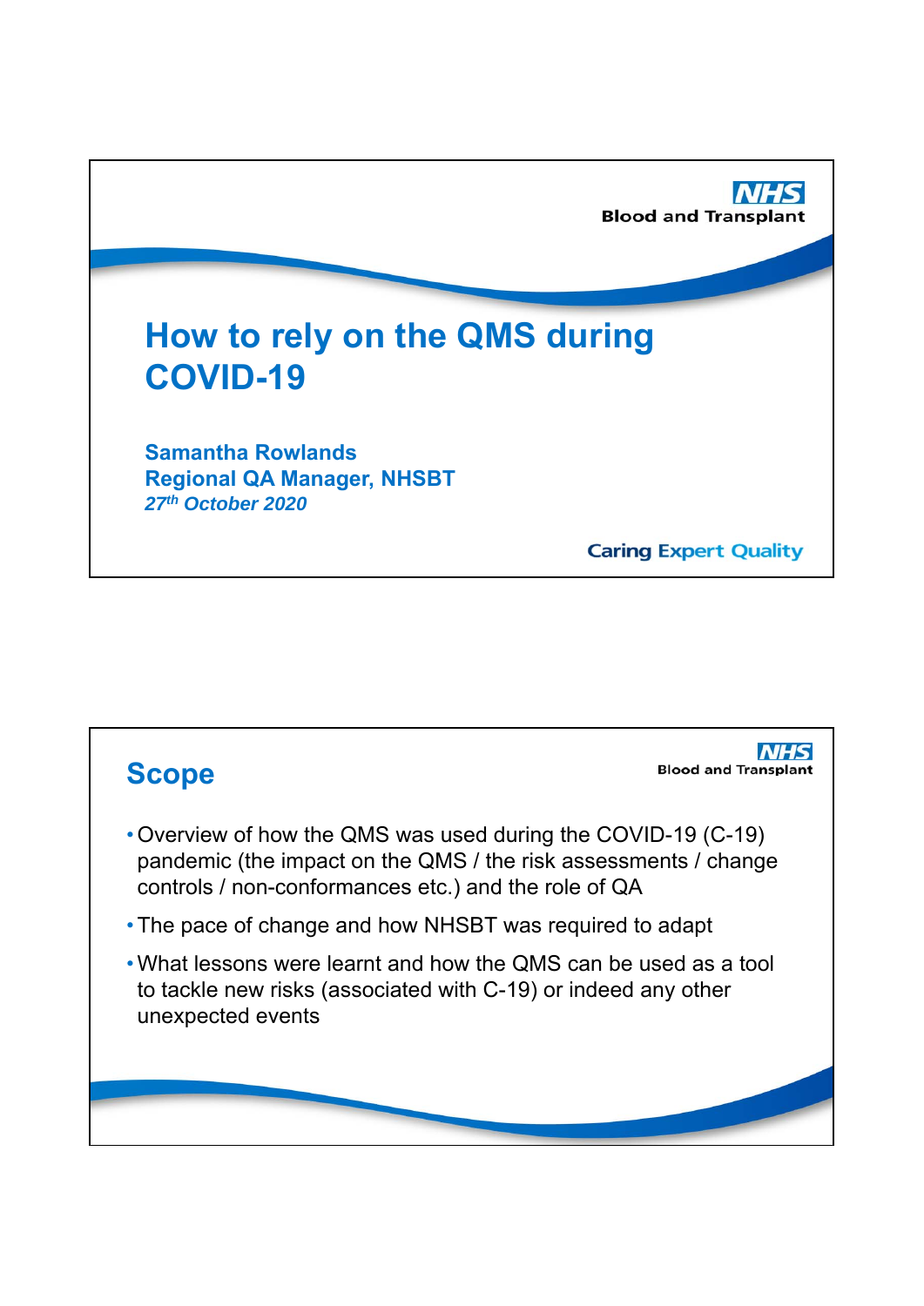# How to rely on the QMS during COVID-19

**Samantha Rowlands**
**Regional QA Manager, NHSBT**
***27th October 2020***

## Scope

- Overview of how the QMS was used during the COVID-19 (C-19) pandemic (the impact on the QMS / the risk assessments / change controls / non-conformances etc.) and the role of QA
- The pace of change and how NHSBT was required to adapt
- What lessons were learnt and how the QMS can be used as a tool to tackle new risks (associated with C-19) or indeed any other unexpected events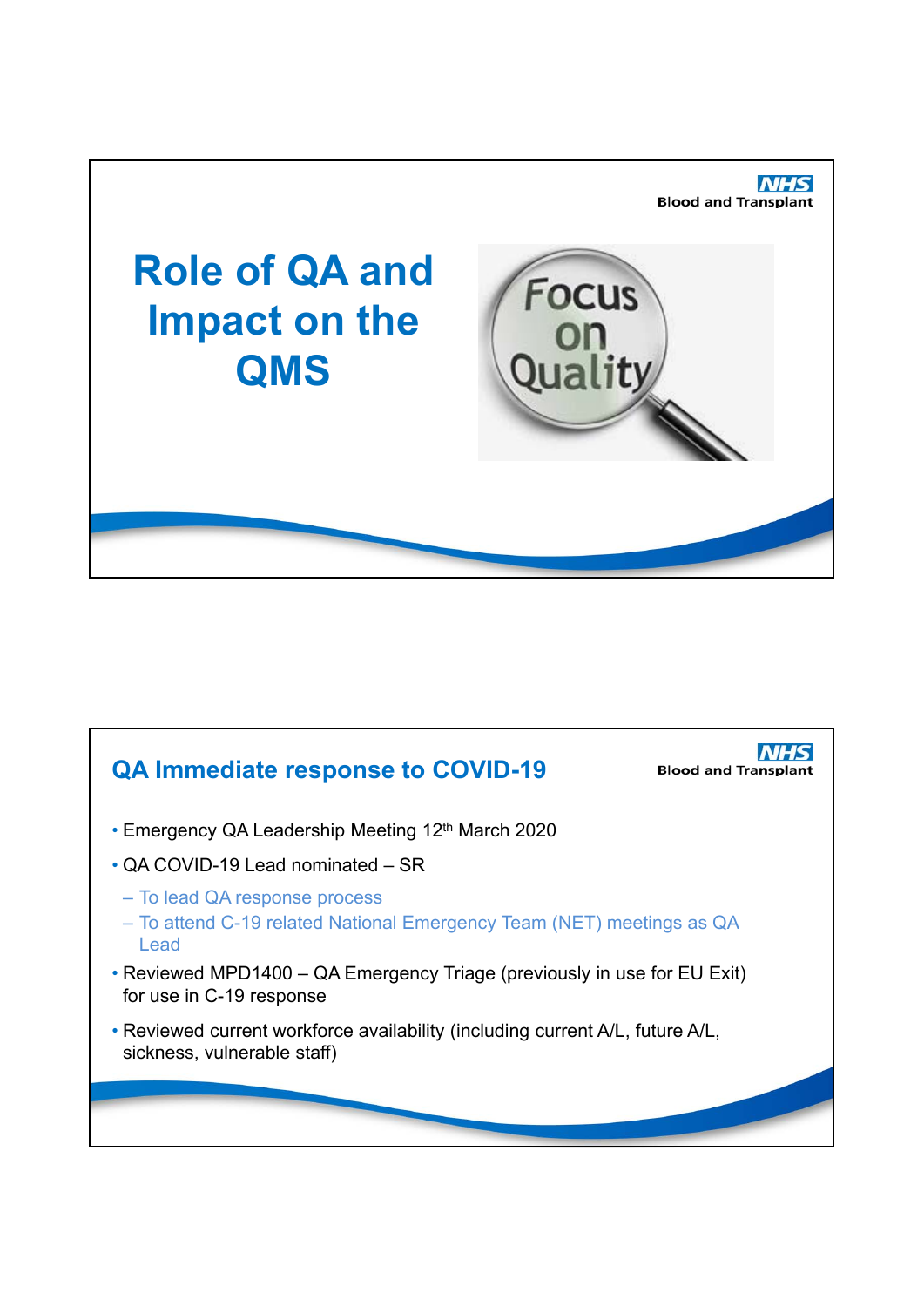# Role of QA and Impact on the QMS

## QA Immediate response to COVID-19

- Emergency QA Leadership Meeting 12th March 2020
- QA COVID-19 Lead nominated – SR
  - To lead QA response process
  - To attend C-19 related National Emergency Team (NET) meetings as QA Lead
- Reviewed MPD1400 – QA Emergency Triage (previously in use for EU Exit) for use in C-19 response
- Reviewed current workforce availability (including current A/L, future A/L, sickness, vulnerable staff)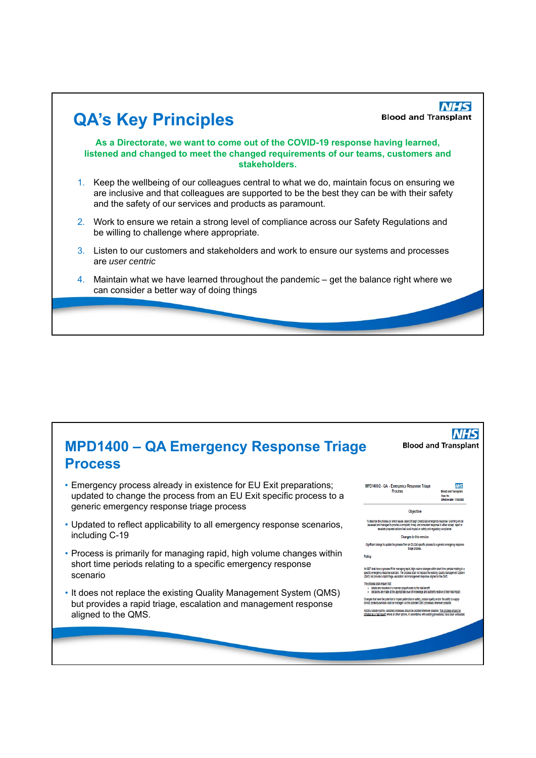# QA's Key Principles

**As a Directorate, we want to come out of the COVID-19 response having learned, listened and changed to meet the changed requirements of our teams, customers and stakeholders.**

1. Keep the wellbeing of our colleagues central to what we do, maintain focus on ensuring we are inclusive and that colleagues are supported to be the best they can be with their safety and the safety of our services and products as paramount.
2. Work to ensure we retain a strong level of compliance across our Safety Regulations and be willing to challenge where appropriate.
3. Listen to our customers and stakeholders and work to ensure our systems and processes are *user centric*
4. Maintain what we have learned throughout the pandemic – get the balance right where we can consider a better way of doing things

# MPD1400 – QA Emergency Response Triage Process

- Emergency process already in existence for EU Exit preparations; updated to change the process from an EU Exit specific process to a generic emergency response triage process
- Updated to reflect applicability to all emergency response scenarios, including C-19
- Process is primarily for managing rapid, high volume changes within short time periods relating to a specific emergency response scenario
- It does not replace the existing Quality Management System (QMS) but provides a rapid triage, escalation and management response aligned to the QMS.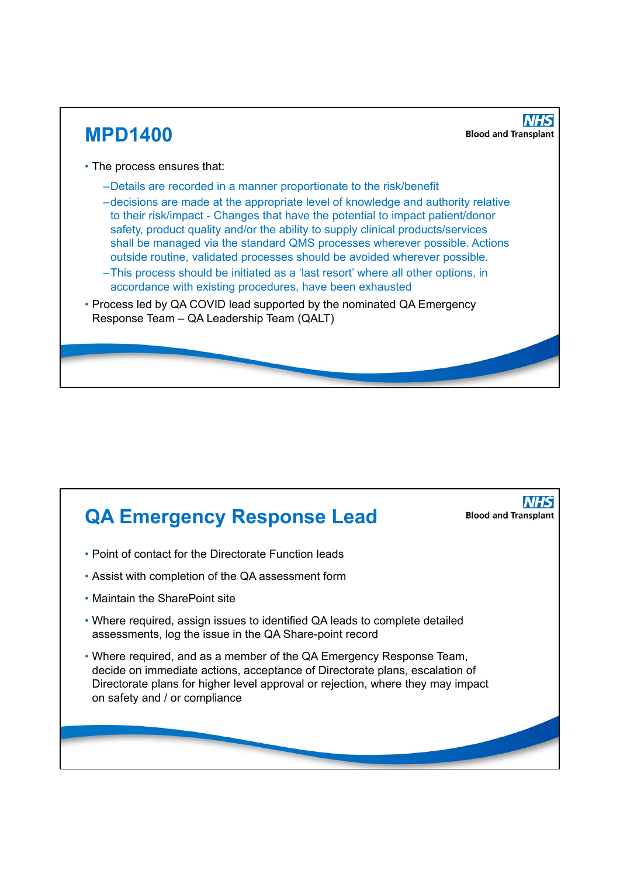## MPD1400

- The process ensures that:
  - Details are recorded in a manner proportionate to the risk/benefit
  - decisions are made at the appropriate level of knowledge and authority relative to their risk/impact - Changes that have the potential to impact patient/donor safety, product quality and/or the ability to supply clinical products/services shall be managed via the standard QMS processes wherever possible. Actions outside routine, validated processes should be avoided wherever possible.
  - This process should be initiated as a 'last resort' where all other options, in accordance with existing procedures, have been exhausted
- Process led by QA COVID lead supported by the nominated QA Emergency Response Team – QA Leadership Team (QALT)

## QA Emergency Response Lead

- Point of contact for the Directorate Function leads
- Assist with completion of the QA assessment form
- Maintain the SharePoint site
- Where required, assign issues to identified QA leads to complete detailed assessments, log the issue in the QA Share-point record
- Where required, and as a member of the QA Emergency Response Team, decide on immediate actions, acceptance of Directorate plans, escalation of Directorate plans for higher level approval or rejection, where they may impact on safety and / or compliance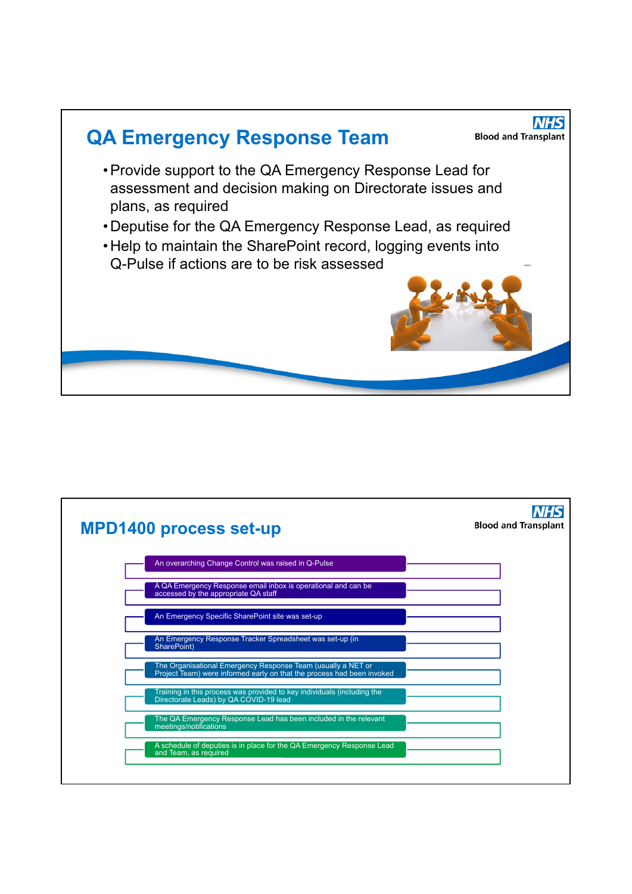## QA Emergency Response Team

- Provide support to the QA Emergency Response Lead for assessment and decision making on Directorate issues and plans, as required
- Deputise for the QA Emergency Response Lead, as required
- Help to maintain the SharePoint record, logging events into Q-Pulse if actions are to be risk assessed

## MPD1400 process set-up

- An overarching Change Control was raised in Q-Pulse
- A QA Emergency Response email inbox is operational and can be accessed by the appropriate QA staff
- An Emergency Specific SharePoint site was set-up
- An Emergency Response Tracker Spreadsheet was set-up (in SharePoint)
- The Organisational Emergency Response Team (usually a NET or Project Team) were informed early on that the process had been invoked
- Training in this process was provided to key individuals (including the Directorate Leads) by QA COVID-19 lead
- The QA Emergency Response Lead has been included in the relevant meetings/notifications
- A schedule of deputies is in place for the QA Emergency Response Lead and Team, as required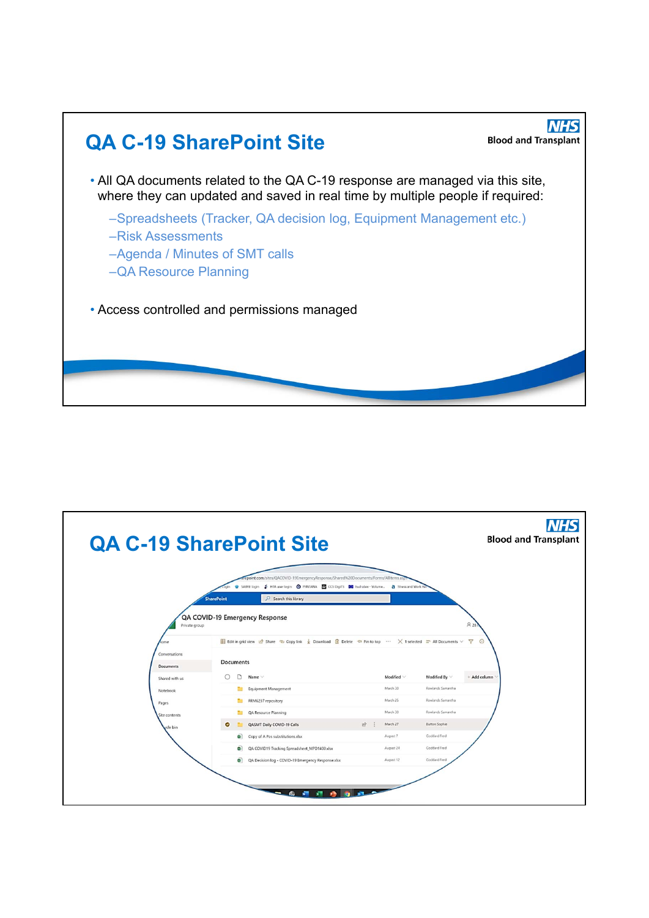## QA C-19 SharePoint Site

- All QA documents related to the QA C-19 response are managed via this site, where they can updated and saved in real time by multiple people if required:
  - –Spreadsheets (Tracker, QA decision log, Equipment Management etc.)
  - –Risk Assessments
  - –Agenda / Minutes of SMT calls
  - –QA Resource Planning
- Access controlled and permissions managed

## QA C-19 SharePoint Site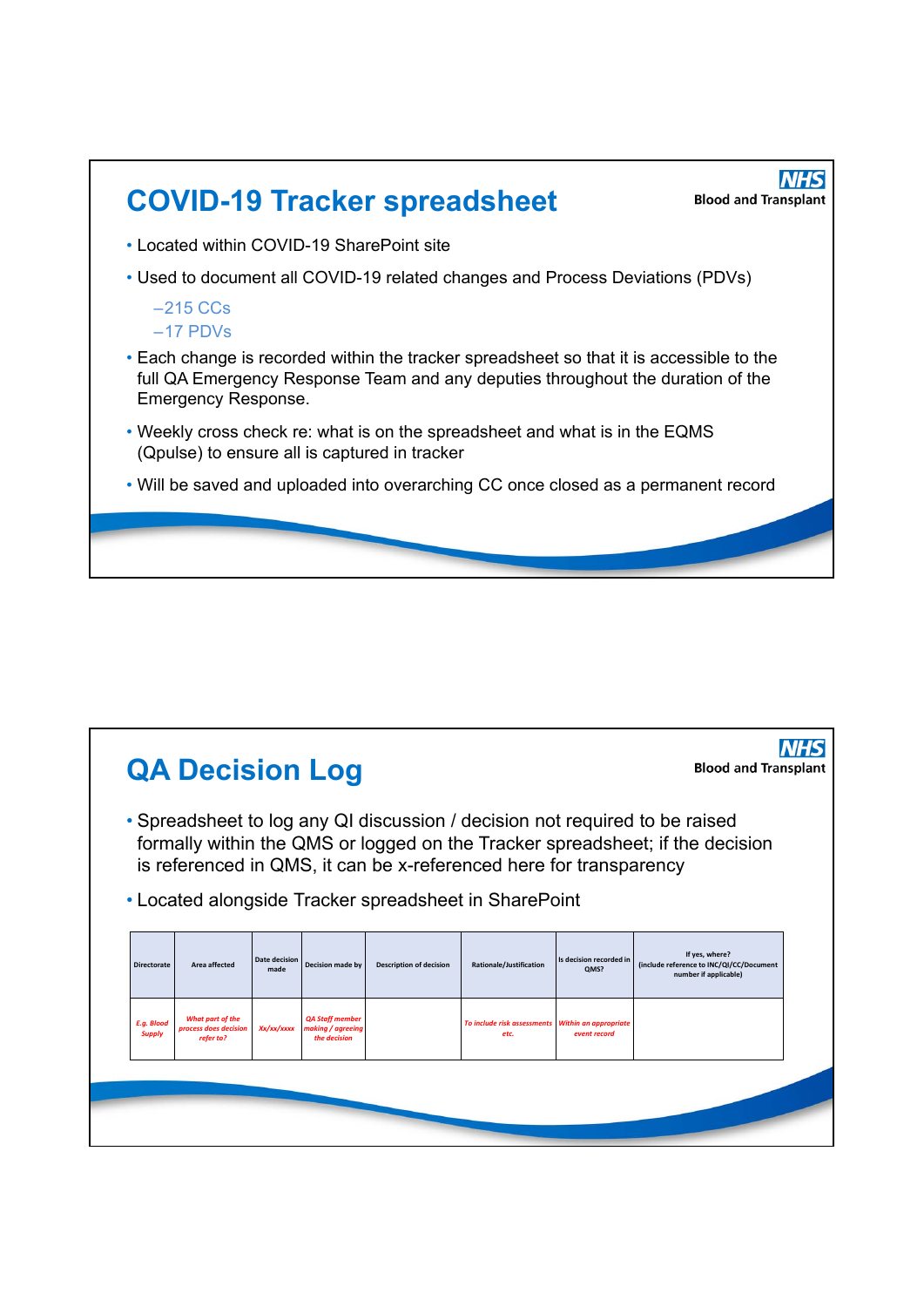## COVID-19 Tracker spreadsheet

- Located within COVID-19 SharePoint site
- Used to document all COVID-19 related changes and Process Deviations (PDVs)
  - 215 CCs
  - 17 PDVs
- Each change is recorded within the tracker spreadsheet so that it is accessible to the full QA Emergency Response Team and any deputies throughout the duration of the Emergency Response.
- Weekly cross check re: what is on the spreadsheet and what is in the EQMS (Qpulse) to ensure all is captured in tracker
- Will be saved and uploaded into overarching CC once closed as a permanent record

## QA Decision Log

- Spreadsheet to log any QI discussion / decision not required to be raised formally within the QMS or logged on the Tracker spreadsheet; if the decision is referenced in QMS, it can be x-referenced here for transparency
- Located alongside Tracker spreadsheet in SharePoint

| Directorate | Area affected | Date decision made | Decision made by | Description of decision | Rationale/Justification | Is decision recorded in QMS? | If yes, where? (include reference to INC/QI/CC/Document number if applicable) |
|---|---|---|---|---|---|---|---|
| *E.g. Blood Supply* | *What part of the process does decision refer to?* | *Xx/xx/xxxx* | *QA Staff member making / agreeing the decision* | | *To include risk assessments etc.* | *Within an appropriate event record* | |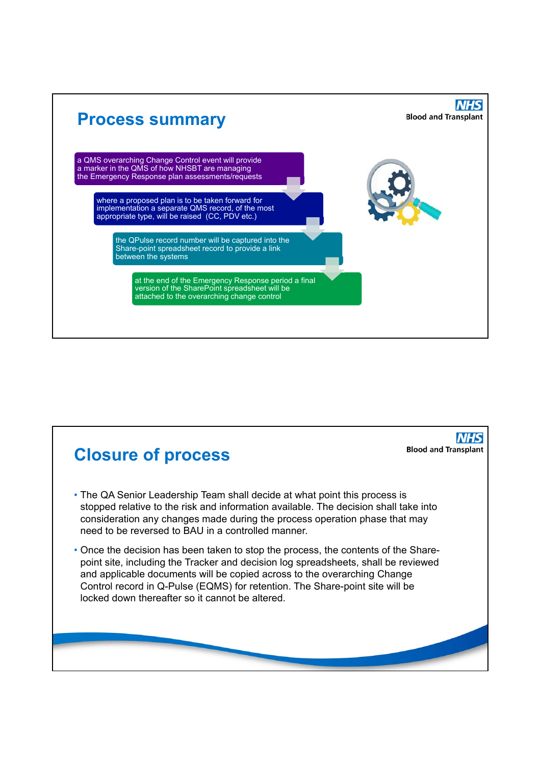## Process summary

- a QMS overarching Change Control event will provide a marker in the QMS of how NHSBT are managing the Emergency Response plan assessments/requests
- where a proposed plan is to be taken forward for implementation a separate QMS record, of the most appropriate type, will be raised (CC, PDV etc.)
- the QPulse record number will be captured into the Share-point spreadsheet record to provide a link between the systems
- at the end of the Emergency Response period a final version of the SharePoint spreadsheet will be attached to the overarching change control

## Closure of process

- The QA Senior Leadership Team shall decide at what point this process is stopped relative to the risk and information available. The decision shall take into consideration any changes made during the process operation phase that may need to be reversed to BAU in a controlled manner.
- Once the decision has been taken to stop the process, the contents of the Share-point site, including the Tracker and decision log spreadsheets, shall be reviewed and applicable documents will be copied across to the overarching Change Control record in Q-Pulse (EQMS) for retention. The Share-point site will be locked down thereafter so it cannot be altered.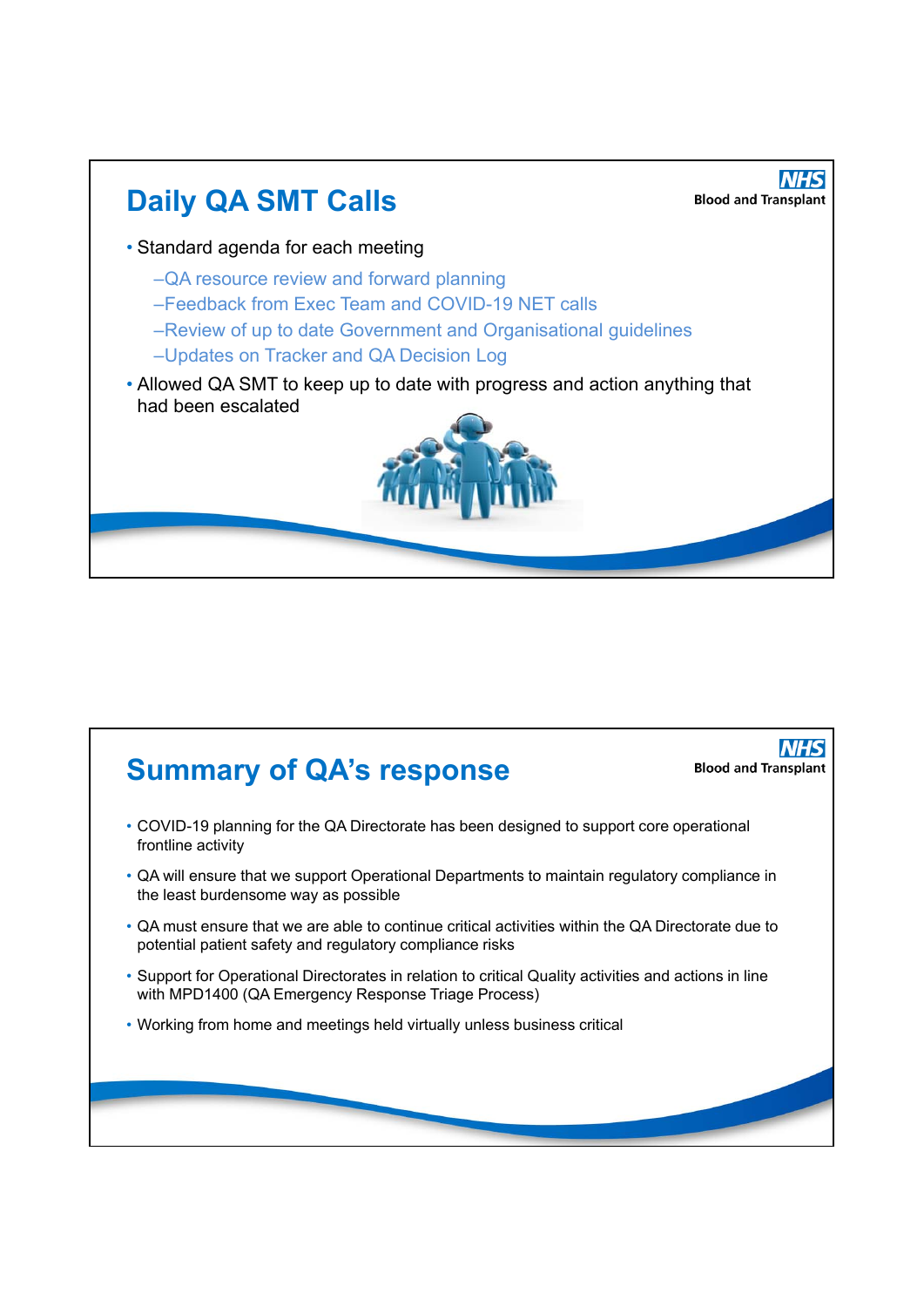## Daily QA SMT Calls

NHS Blood and Transplant

- Standard agenda for each meeting
  - QA resource review and forward planning
  - Feedback from Exec Team and COVID-19 NET calls
  - Review of up to date Government and Organisational guidelines
  - Updates on Tracker and QA Decision Log
- Allowed QA SMT to keep up to date with progress and action anything that had been escalated

## Summary of QA's response

NHS Blood and Transplant

- COVID-19 planning for the QA Directorate has been designed to support core operational frontline activity
- QA will ensure that we support Operational Departments to maintain regulatory compliance in the least burdensome way as possible
- QA must ensure that we are able to continue critical activities within the QA Directorate due to potential patient safety and regulatory compliance risks
- Support for Operational Directorates in relation to critical Quality activities and actions in line with MPD1400 (QA Emergency Response Triage Process)
- Working from home and meetings held virtually unless business critical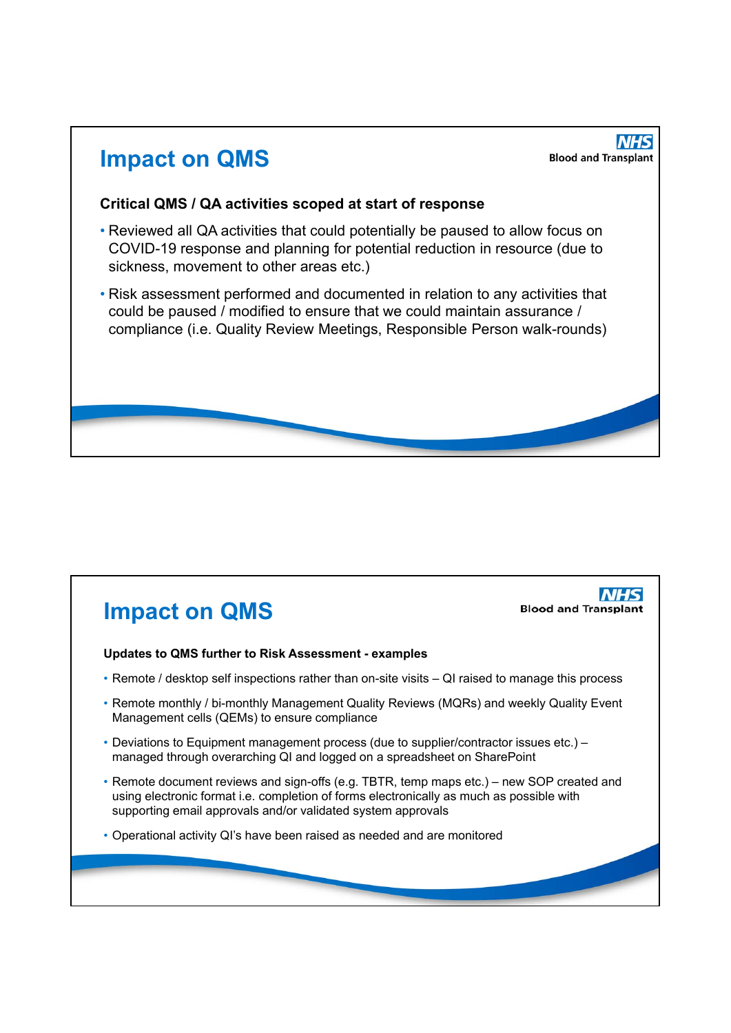## Impact on QMS

**Critical QMS / QA activities scoped at start of response**

- Reviewed all QA activities that could potentially be paused to allow focus on COVID-19 response and planning for potential reduction in resource (due to sickness, movement to other areas etc.)
- Risk assessment performed and documented in relation to any activities that could be paused / modified to ensure that we could maintain assurance / compliance (i.e. Quality Review Meetings, Responsible Person walk-rounds)

## Impact on QMS

**Updates to QMS further to Risk Assessment - examples**

- Remote / desktop self inspections rather than on-site visits – QI raised to manage this process
- Remote monthly / bi-monthly Management Quality Reviews (MQRs) and weekly Quality Event Management cells (QEMs) to ensure compliance
- Deviations to Equipment management process (due to supplier/contractor issues etc.) – managed through overarching QI and logged on a spreadsheet on SharePoint
- Remote document reviews and sign-offs (e.g. TBTR, temp maps etc.) – new SOP created and using electronic format i.e. completion of forms electronically as much as possible with supporting email approvals and/or validated system approvals
- Operational activity QI's have been raised as needed and are monitored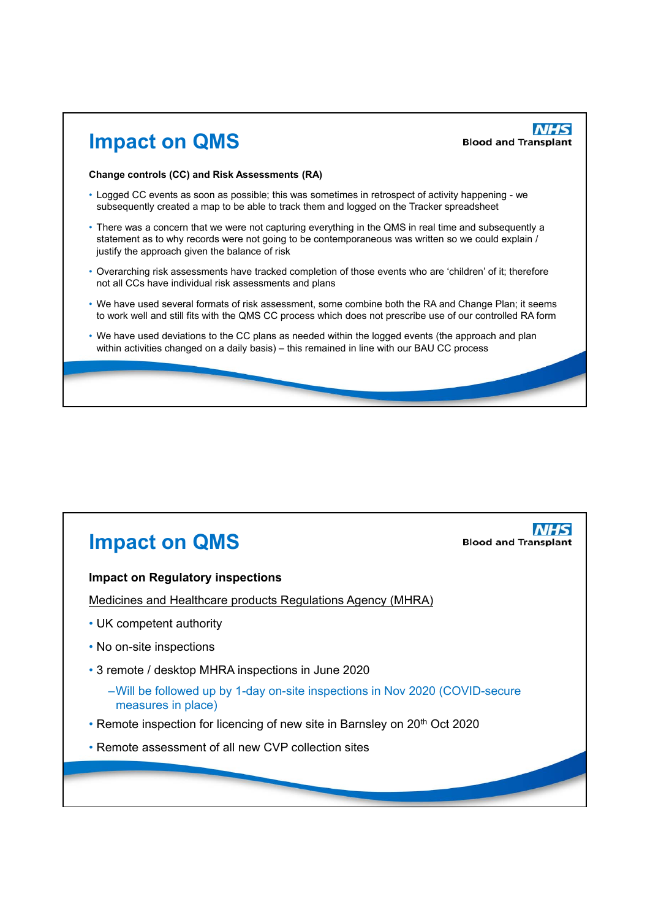## Impact on QMS

**Change controls (CC) and Risk Assessments (RA)**

- Logged CC events as soon as possible; this was sometimes in retrospect of activity happening - we subsequently created a map to be able to track them and logged on the Tracker spreadsheet
- There was a concern that we were not capturing everything in the QMS in real time and subsequently a statement as to why records were not going to be contemporaneous was written so we could explain / justify the approach given the balance of risk
- Overarching risk assessments have tracked completion of those events who are 'children' of it; therefore not all CCs have individual risk assessments and plans
- We have used several formats of risk assessment, some combine both the RA and Change Plan; it seems to work well and still fits with the QMS CC process which does not prescribe use of our controlled RA form
- We have used deviations to the CC plans as needed within the logged events (the approach and plan within activities changed on a daily basis) – this remained in line with our BAU CC process

## Impact on QMS

**Impact on Regulatory inspections**

Medicines and Healthcare products Regulations Agency (MHRA)

- UK competent authority
- No on-site inspections
- 3 remote / desktop MHRA inspections in June 2020
  - Will be followed up by 1-day on-site inspections in Nov 2020 (COVID-secure measures in place)
- Remote inspection for licencing of new site in Barnsley on 20th Oct 2020
- Remote assessment of all new CVP collection sites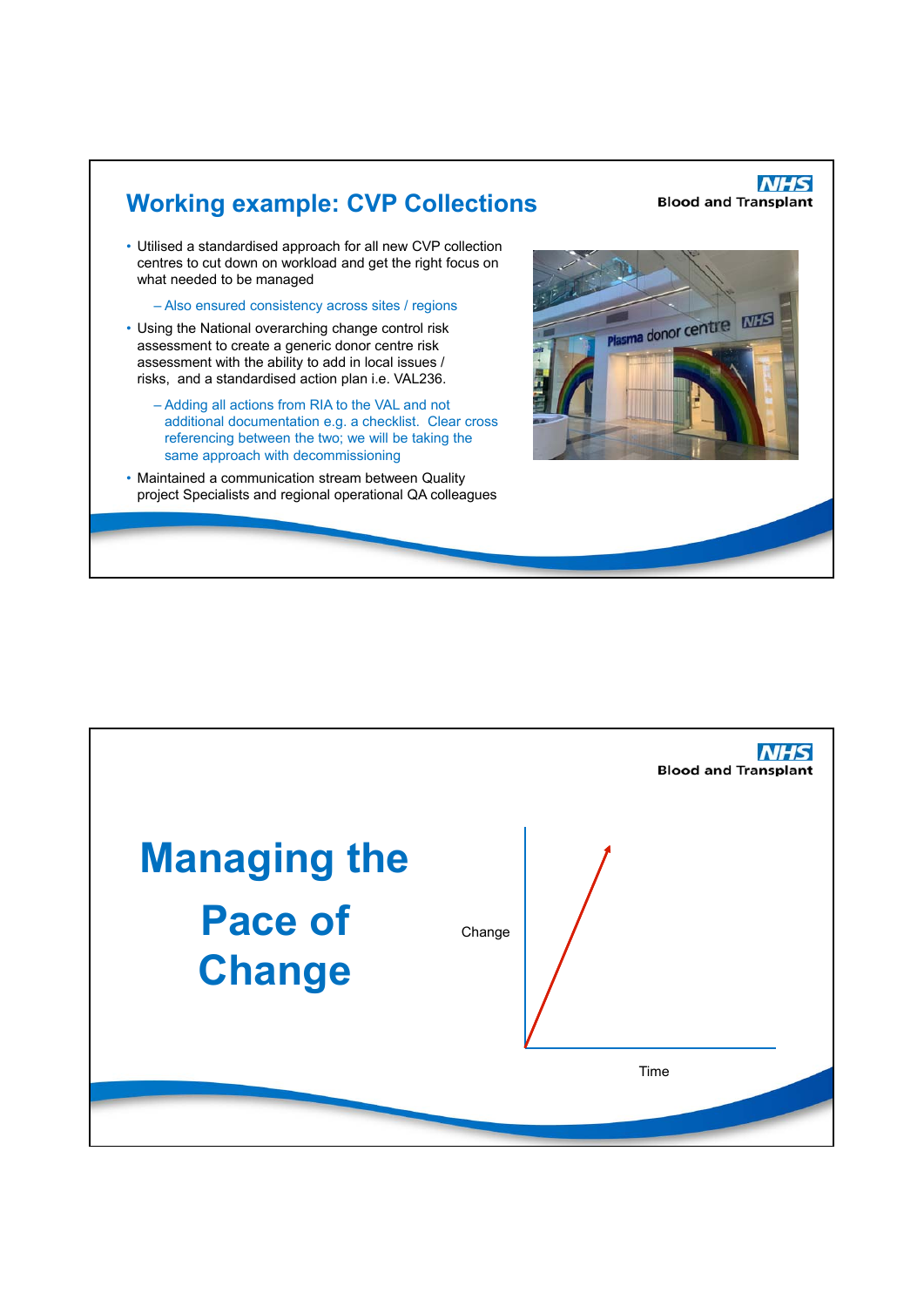## Working example: CVP Collections

NHS Blood and Transplant

- Utilised a standardised approach for all new CVP collection centres to cut down on workload and get the right focus on what needed to be managed
  - Also ensured consistency across sites / regions
- Using the National overarching change control risk assessment to create a generic donor centre risk assessment with the ability to add in local issues / risks, and a standardised action plan i.e. VAL236.
  - Adding all actions from RIA to the VAL and not additional documentation e.g. a checklist. Clear cross referencing between the two; we will be taking the same approach with decommissioning
- Maintained a communication stream between Quality project Specialists and regional operational QA colleagues

NHS Blood and Transplant

## Managing the Pace of Change

Change

Time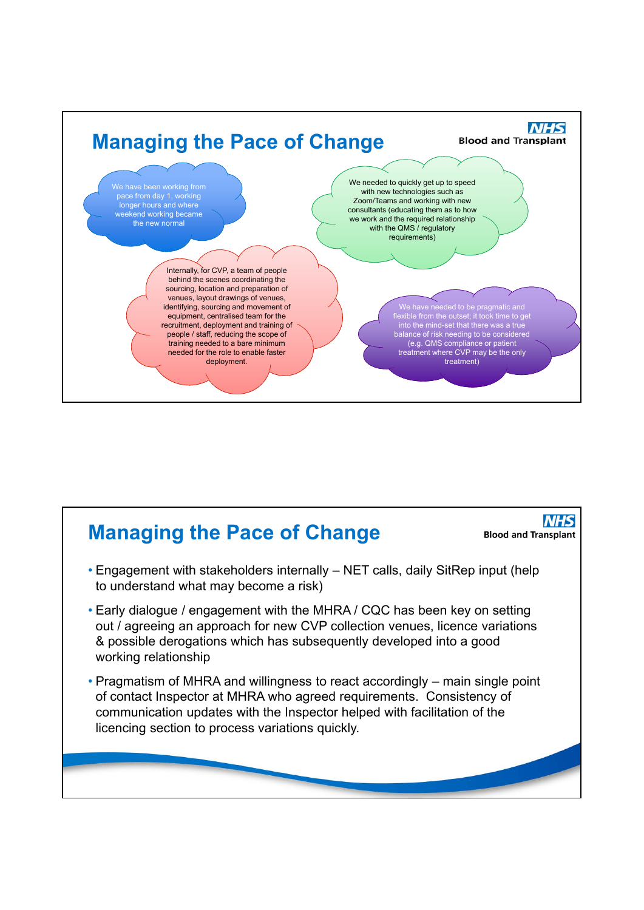## Managing the Pace of Change

NHS Blood and Transplant

We have been working from pace from day 1, working longer hours and where weekend working became the new normal

We needed to quickly get up to speed with new technologies such as Zoom/Teams and working with new consultants (educating them as to how we work and the required relationship with the QMS / regulatory requirements)

Internally, for CVP, a team of people behind the scenes coordinating the sourcing, location and preparation of venues, layout drawings of venues, identifying, sourcing and movement of equipment, centralised team for the recruitment, deployment and training of people / staff, reducing the scope of training needed to a bare minimum needed for the role to enable faster deployment.

We have needed to be pragmatic and flexible from the outset; it took time to get into the mind-set that there was a true balance of risk needing to be considered (e.g. QMS compliance or patient treatment where CVP may be the only treatment)

## Managing the Pace of Change

NHS Blood and Transplant

- Engagement with stakeholders internally – NET calls, daily SitRep input (help to understand what may become a risk)
- Early dialogue / engagement with the MHRA / CQC has been key on setting out / agreeing an approach for new CVP collection venues, licence variations & possible derogations which has subsequently developed into a good working relationship
- Pragmatism of MHRA and willingness to react accordingly – main single point of contact Inspector at MHRA who agreed requirements. Consistency of communication updates with the Inspector helped with facilitation of the licencing section to process variations quickly.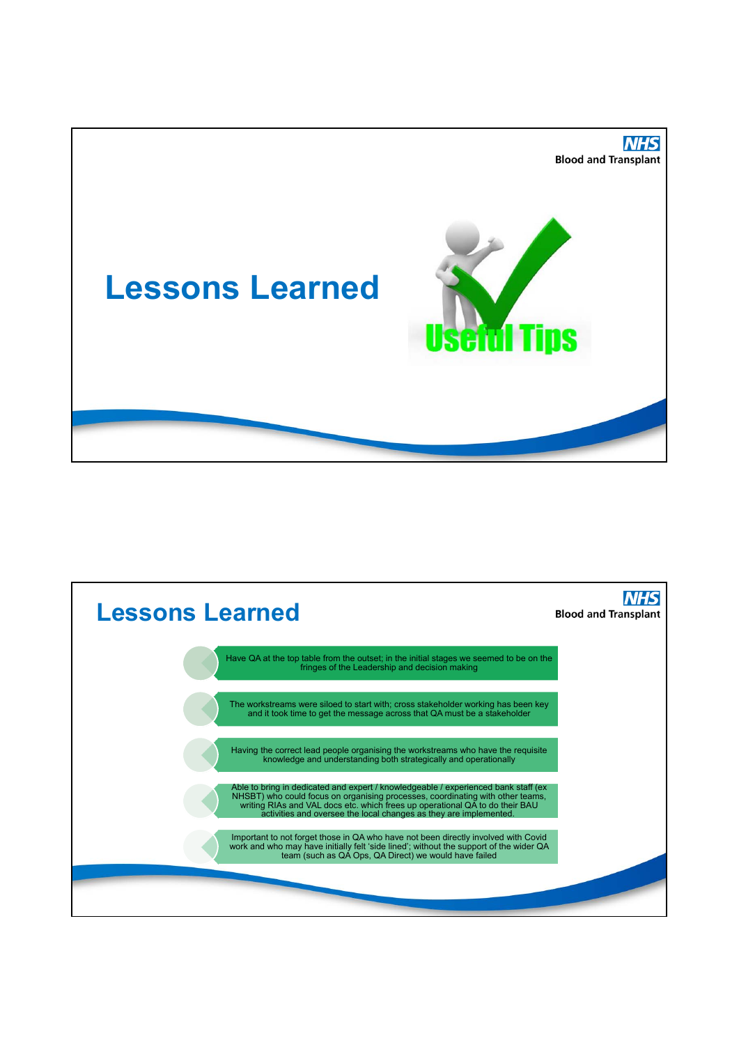# Lessons Learned

Useful Tips

# Lessons Learned

- Have QA at the top table from the outset; in the initial stages we seemed to be on the fringes of the Leadership and decision making
- The workstreams were siloed to start with; cross stakeholder working has been key and it took time to get the message across that QA must be a stakeholder
- Having the correct lead people organising the workstreams who have the requisite knowledge and understanding both strategically and operationally
- Able to bring in dedicated and expert / knowledgeable / experienced bank staff (ex NHSBT) who could focus on organising processes, coordinating with other teams, writing RIAs and VAL docs etc. which frees up operational QA to do their BAU activities and oversee the local changes as they are implemented.
- Important to not forget those in QA who have not been directly involved with Covid work and who may have initially felt 'side lined'; without the support of the wider QA team (such as QA Ops, QA Direct) we would have failed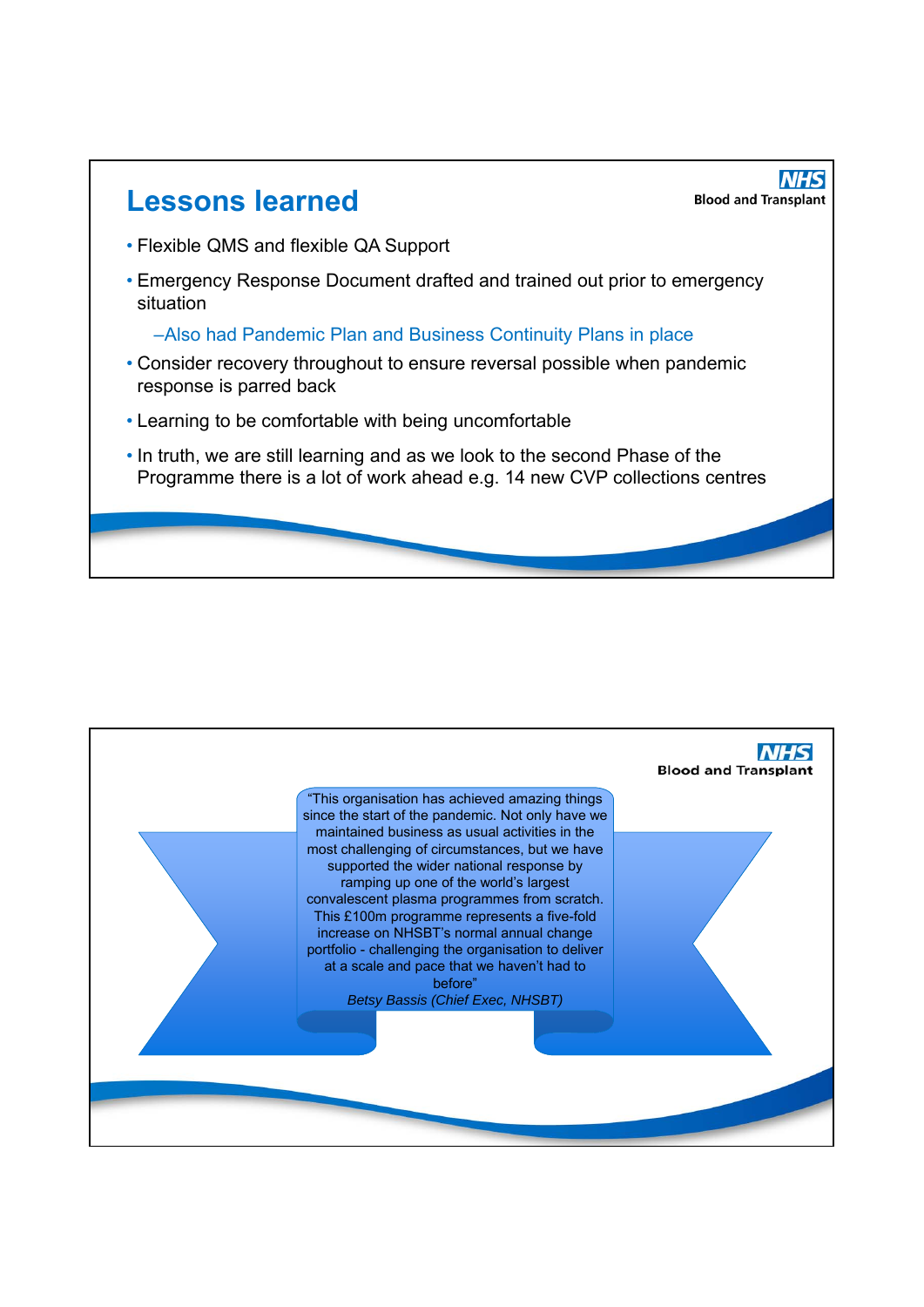## Lessons learned

NHS Blood and Transplant

- Flexible QMS and flexible QA Support
- Emergency Response Document drafted and trained out prior to emergency situation
  - –Also had Pandemic Plan and Business Continuity Plans in place
- Consider recovery throughout to ensure reversal possible when pandemic response is parred back
- Learning to be comfortable with being uncomfortable
- In truth, we are still learning and as we look to the second Phase of the Programme there is a lot of work ahead e.g. 14 new CVP collections centres

---

NHS Blood and Transplant

"This organisation has achieved amazing things since the start of the pandemic. Not only have we maintained business as usual activities in the most challenging of circumstances, but we have supported the wider national response by ramping up one of the world's largest convalescent plasma programmes from scratch. This £100m programme represents a five-fold increase on NHSBT's normal annual change portfolio - challenging the organisation to deliver at a scale and pace that we haven't had to before"

*Betsy Bassis (Chief Exec, NHSBT)*